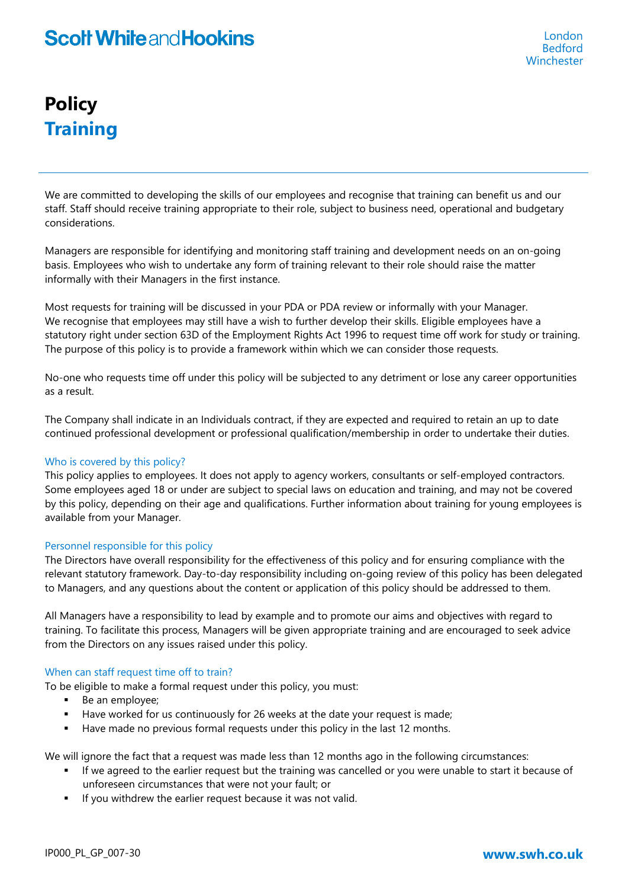# Policy
## Training

We are committed to developing the skills of our employees and recognise that training can benefit us and our staff. Staff should receive training appropriate to their role, subject to business need, operational and budgetary considerations.

Managers are responsible for identifying and monitoring staff training and development needs on an on-going basis. Employees who wish to undertake any form of training relevant to their role should raise the matter informally with their Managers in the first instance.

Most requests for training will be discussed in your PDA or PDA review or informally with your Manager. We recognise that employees may still have a wish to further develop their skills. Eligible employees have a statutory right under section 63D of the Employment Rights Act 1996 to request time off work for study or training. The purpose of this policy is to provide a framework within which we can consider those requests.

No-one who requests time off under this policy will be subjected to any detriment or lose any career opportunities as a result.

The Company shall indicate in an Individuals contract, if they are expected and required to retain an up to date continued professional development or professional qualification/membership in order to undertake their duties.

### Who is covered by this policy?

This policy applies to employees. It does not apply to agency workers, consultants or self-employed contractors. Some employees aged 18 or under are subject to special laws on education and training, and may not be covered by this policy, depending on their age and qualifications. Further information about training for young employees is available from your Manager.

### Personnel responsible for this policy

The Directors have overall responsibility for the effectiveness of this policy and for ensuring compliance with the relevant statutory framework. Day-to-day responsibility including on-going review of this policy has been delegated to Managers, and any questions about the content or application of this policy should be addressed to them.

All Managers have a responsibility to lead by example and to promote our aims and objectives with regard to training. To facilitate this process, Managers will be given appropriate training and are encouraged to seek advice from the Directors on any issues raised under this policy.

### When can staff request time off to train?

To be eligible to make a formal request under this policy, you must:

- Be an employee;
- Have worked for us continuously for 26 weeks at the date your request is made;
- Have made no previous formal requests under this policy in the last 12 months.

We will ignore the fact that a request was made less than 12 months ago in the following circumstances:

- If we agreed to the earlier request but the training was cancelled or you were unable to start it because of unforeseen circumstances that were not your fault; or
- If you withdrew the earlier request because it was not valid.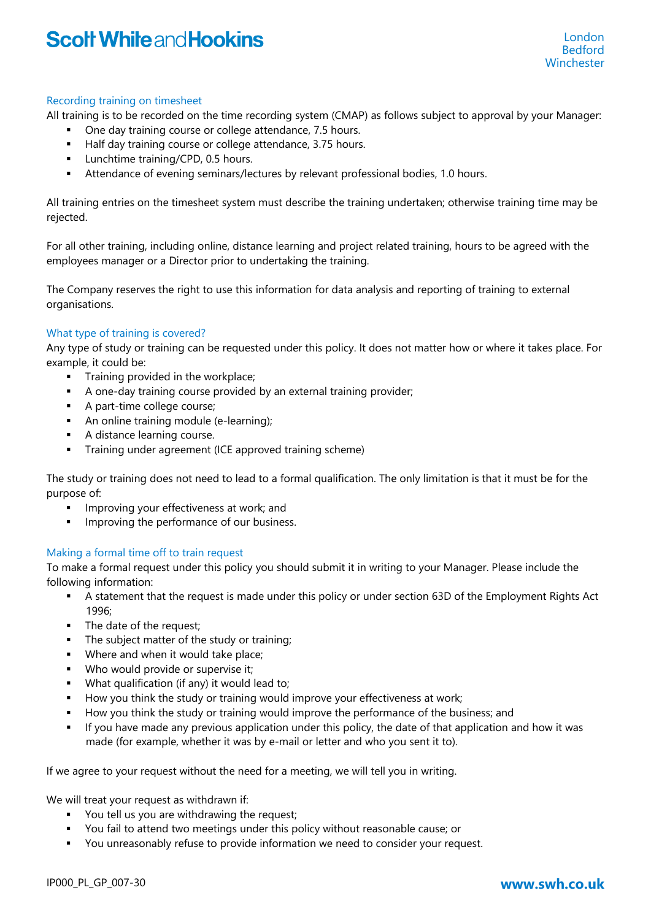## Recording training on timesheet

All training is to be recorded on the time recording system (CMAP) as follows subject to approval by your Manager:

- One day training course or college attendance, 7.5 hours.
- Half day training course or college attendance, 3.75 hours.
- Lunchtime training/CPD, 0.5 hours.
- Attendance of evening seminars/lectures by relevant professional bodies, 1.0 hours.

All training entries on the timesheet system must describe the training undertaken; otherwise training time may be rejected.

For all other training, including online, distance learning and project related training, hours to be agreed with the employees manager or a Director prior to undertaking the training.

The Company reserves the right to use this information for data analysis and reporting of training to external organisations.

## What type of training is covered?

Any type of study or training can be requested under this policy. It does not matter how or where it takes place. For example, it could be:

- Training provided in the workplace;
- A one-day training course provided by an external training provider;
- A part-time college course;
- An online training module (e-learning);
- A distance learning course.
- Training under agreement (ICE approved training scheme)

The study or training does not need to lead to a formal qualification. The only limitation is that it must be for the purpose of:

- Improving your effectiveness at work; and
- Improving the performance of our business.

## Making a formal time off to train request

To make a formal request under this policy you should submit it in writing to your Manager. Please include the following information:

- A statement that the request is made under this policy or under section 63D of the Employment Rights Act 1996;
- The date of the request;
- The subject matter of the study or training;
- Where and when it would take place;
- Who would provide or supervise it;
- What qualification (if any) it would lead to;
- How you think the study or training would improve your effectiveness at work;
- How you think the study or training would improve the performance of the business; and
- If you have made any previous application under this policy, the date of that application and how it was made (for example, whether it was by e-mail or letter and who you sent it to).

If we agree to your request without the need for a meeting, we will tell you in writing.

We will treat your request as withdrawn if:

- You tell us you are withdrawing the request;
- You fail to attend two meetings under this policy without reasonable cause; or
- You unreasonably refuse to provide information we need to consider your request.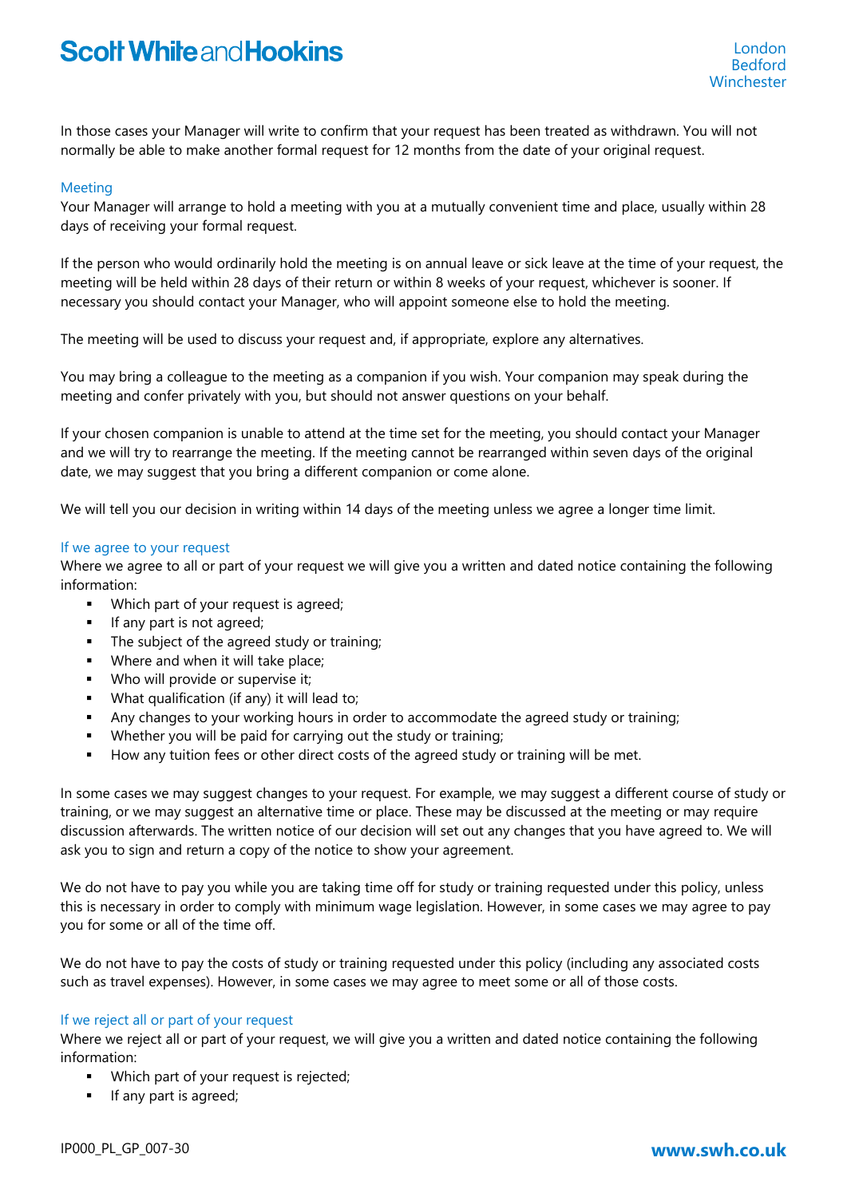In those cases your Manager will write to confirm that your request has been treated as withdrawn. You will not normally be able to make another formal request for 12 months from the date of your original request.

### Meeting

Your Manager will arrange to hold a meeting with you at a mutually convenient time and place, usually within 28 days of receiving your formal request.

If the person who would ordinarily hold the meeting is on annual leave or sick leave at the time of your request, the meeting will be held within 28 days of their return or within 8 weeks of your request, whichever is sooner. If necessary you should contact your Manager, who will appoint someone else to hold the meeting.

The meeting will be used to discuss your request and, if appropriate, explore any alternatives.

You may bring a colleague to the meeting as a companion if you wish. Your companion may speak during the meeting and confer privately with you, but should not answer questions on your behalf.

If your chosen companion is unable to attend at the time set for the meeting, you should contact your Manager and we will try to rearrange the meeting. If the meeting cannot be rearranged within seven days of the original date, we may suggest that you bring a different companion or come alone.

We will tell you our decision in writing within 14 days of the meeting unless we agree a longer time limit.

### If we agree to your request

Where we agree to all or part of your request we will give you a written and dated notice containing the following information:

- Which part of your request is agreed;
- If any part is not agreed;
- The subject of the agreed study or training;
- Where and when it will take place;
- Who will provide or supervise it;
- What qualification (if any) it will lead to;
- Any changes to your working hours in order to accommodate the agreed study or training;
- Whether you will be paid for carrying out the study or training;
- How any tuition fees or other direct costs of the agreed study or training will be met.

In some cases we may suggest changes to your request. For example, we may suggest a different course of study or training, or we may suggest an alternative time or place. These may be discussed at the meeting or may require discussion afterwards. The written notice of our decision will set out any changes that you have agreed to. We will ask you to sign and return a copy of the notice to show your agreement.

We do not have to pay you while you are taking time off for study or training requested under this policy, unless this is necessary in order to comply with minimum wage legislation. However, in some cases we may agree to pay you for some or all of the time off.

We do not have to pay the costs of study or training requested under this policy (including any associated costs such as travel expenses). However, in some cases we may agree to meet some or all of those costs.

### If we reject all or part of your request

Where we reject all or part of your request, we will give you a written and dated notice containing the following information:

- Which part of your request is rejected;
- If any part is agreed;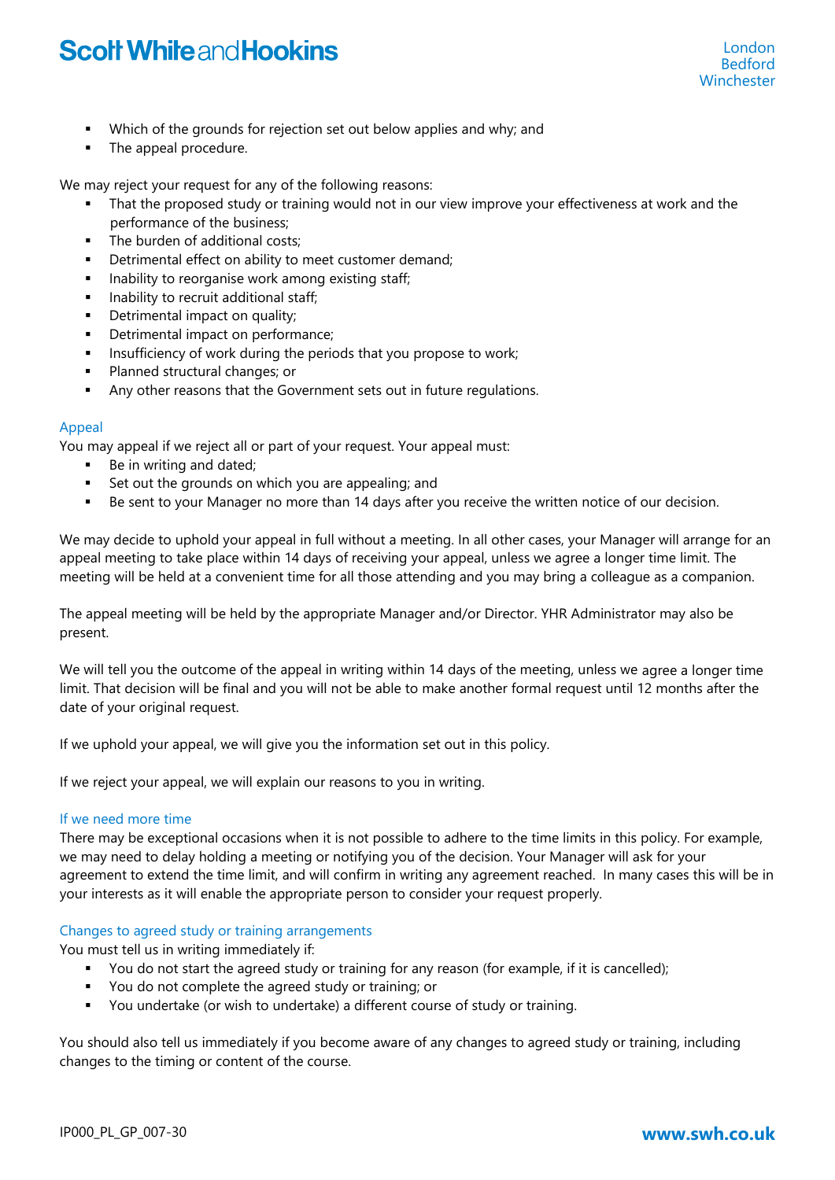- Which of the grounds for rejection set out below applies and why; and
- The appeal procedure.

We may reject your request for any of the following reasons:

- That the proposed study or training would not in our view improve your effectiveness at work and the performance of the business;
- The burden of additional costs;
- Detrimental effect on ability to meet customer demand;
- Inability to reorganise work among existing staff;
- Inability to recruit additional staff;
- Detrimental impact on quality;
- Detrimental impact on performance;
- Insufficiency of work during the periods that you propose to work;
- Planned structural changes; or
- Any other reasons that the Government sets out in future regulations.

### Appeal

You may appeal if we reject all or part of your request. Your appeal must:

- Be in writing and dated;
- Set out the grounds on which you are appealing; and
- Be sent to your Manager no more than 14 days after you receive the written notice of our decision.

We may decide to uphold your appeal in full without a meeting. In all other cases, your Manager will arrange for an appeal meeting to take place within 14 days of receiving your appeal, unless we agree a longer time limit. The meeting will be held at a convenient time for all those attending and you may bring a colleague as a companion.

The appeal meeting will be held by the appropriate Manager and/or Director. YHR Administrator may also be present.

We will tell you the outcome of the appeal in writing within 14 days of the meeting, unless we agree a longer time limit. That decision will be final and you will not be able to make another formal request until 12 months after the date of your original request.

If we uphold your appeal, we will give you the information set out in this policy.

If we reject your appeal, we will explain our reasons to you in writing.

### If we need more time

There may be exceptional occasions when it is not possible to adhere to the time limits in this policy. For example, we may need to delay holding a meeting or notifying you of the decision. Your Manager will ask for your agreement to extend the time limit, and will confirm in writing any agreement reached. In many cases this will be in your interests as it will enable the appropriate person to consider your request properly.

### Changes to agreed study or training arrangements

You must tell us in writing immediately if:

- You do not start the agreed study or training for any reason (for example, if it is cancelled);
- You do not complete the agreed study or training; or
- You undertake (or wish to undertake) a different course of study or training.

You should also tell us immediately if you become aware of any changes to agreed study or training, including changes to the timing or content of the course.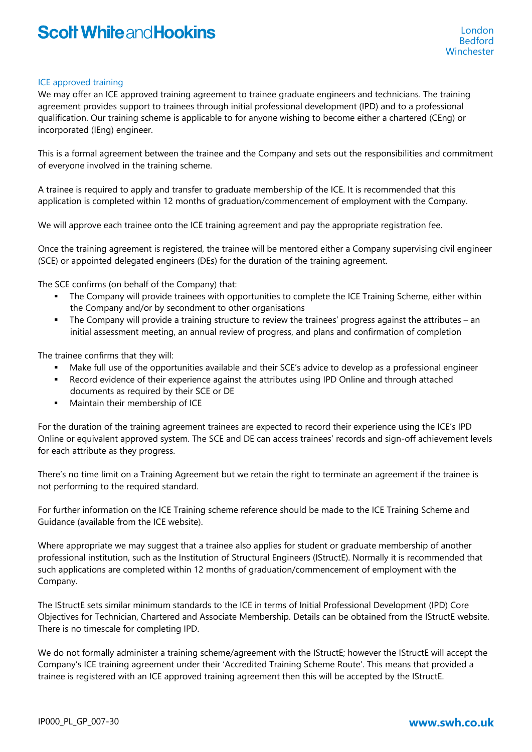## ICE approved training

We may offer an ICE approved training agreement to trainee graduate engineers and technicians. The training agreement provides support to trainees through initial professional development (IPD) and to a professional qualification. Our training scheme is applicable to for anyone wishing to become either a chartered (CEng) or incorporated (IEng) engineer.

This is a formal agreement between the trainee and the Company and sets out the responsibilities and commitment of everyone involved in the training scheme.

A trainee is required to apply and transfer to graduate membership of the ICE. It is recommended that this application is completed within 12 months of graduation/commencement of employment with the Company.

We will approve each trainee onto the ICE training agreement and pay the appropriate registration fee.

Once the training agreement is registered, the trainee will be mentored either a Company supervising civil engineer (SCE) or appointed delegated engineers (DEs) for the duration of the training agreement.

The SCE confirms (on behalf of the Company) that:

- The Company will provide trainees with opportunities to complete the ICE Training Scheme, either within the Company and/or by secondment to other organisations
- The Company will provide a training structure to review the trainees' progress against the attributes – an initial assessment meeting, an annual review of progress, and plans and confirmation of completion

The trainee confirms that they will:

- Make full use of the opportunities available and their SCE's advice to develop as a professional engineer
- Record evidence of their experience against the attributes using IPD Online and through attached documents as required by their SCE or DE
- Maintain their membership of ICE

For the duration of the training agreement trainees are expected to record their experience using the ICE's IPD Online or equivalent approved system. The SCE and DE can access trainees' records and sign-off achievement levels for each attribute as they progress.

There's no time limit on a Training Agreement but we retain the right to terminate an agreement if the trainee is not performing to the required standard.

For further information on the ICE Training scheme reference should be made to the ICE Training Scheme and Guidance (available from the ICE website).

Where appropriate we may suggest that a trainee also applies for student or graduate membership of another professional institution, such as the Institution of Structural Engineers (IStructE). Normally it is recommended that such applications are completed within 12 months of graduation/commencement of employment with the Company.

The IStructE sets similar minimum standards to the ICE in terms of Initial Professional Development (IPD) Core Objectives for Technician, Chartered and Associate Membership. Details can be obtained from the IStructE website. There is no timescale for completing IPD.

We do not formally administer a training scheme/agreement with the IStructE; however the IStructE will accept the Company's ICE training agreement under their 'Accredited Training Scheme Route'. This means that provided a trainee is registered with an ICE approved training agreement then this will be accepted by the IStructE.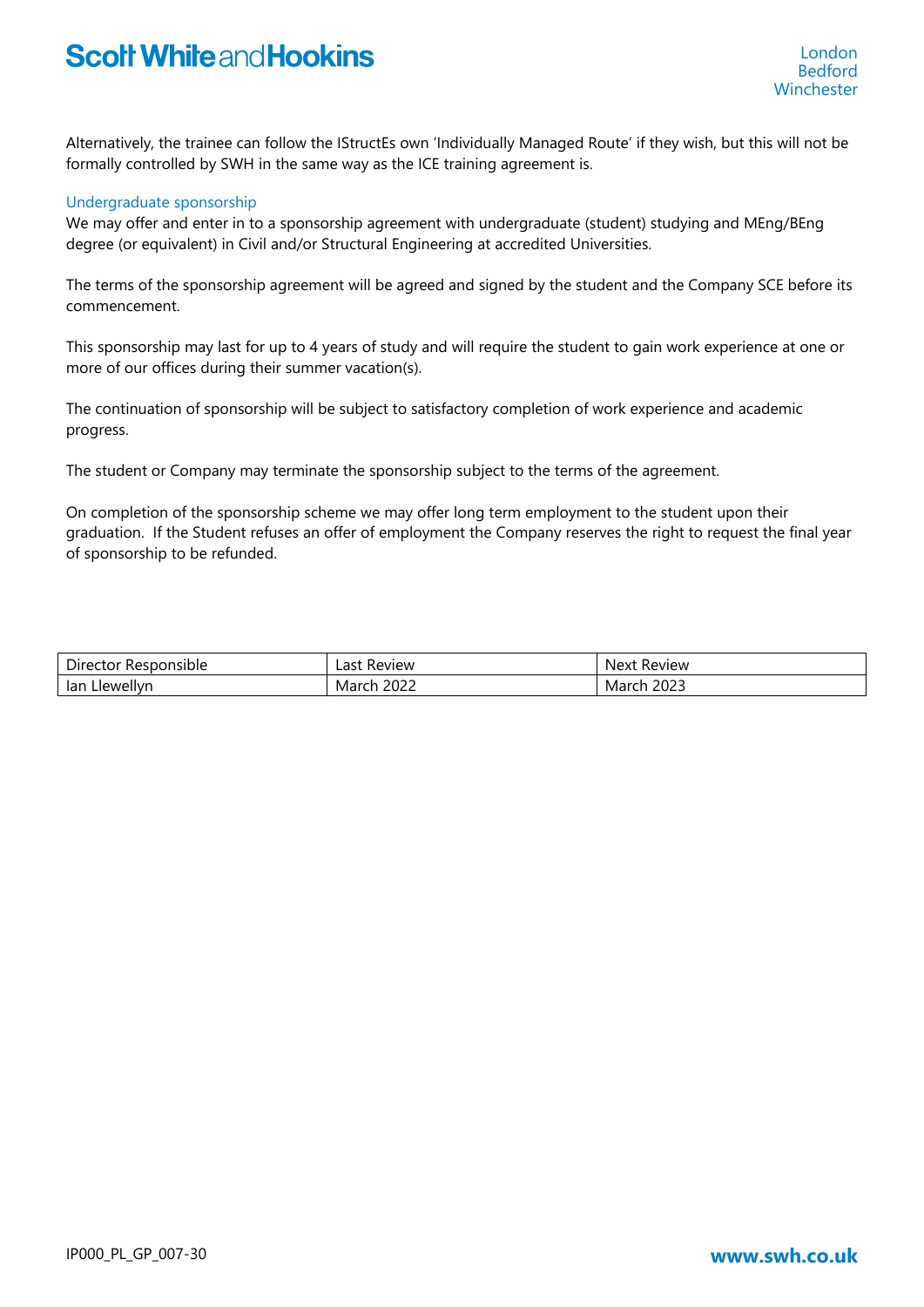Alternatively, the trainee can follow the IStructEs own 'Individually Managed Route' if they wish, but this will not be formally controlled by SWH in the same way as the ICE training agreement is.

### Undergraduate sponsorship

We may offer and enter in to a sponsorship agreement with undergraduate (student) studying and MEng/BEng degree (or equivalent) in Civil and/or Structural Engineering at accredited Universities.

The terms of the sponsorship agreement will be agreed and signed by the student and the Company SCE before its commencement.

This sponsorship may last for up to 4 years of study and will require the student to gain work experience at one or more of our offices during their summer vacation(s).

The continuation of sponsorship will be subject to satisfactory completion of work experience and academic progress.

The student or Company may terminate the sponsorship subject to the terms of the agreement.

On completion of the sponsorship scheme we may offer long term employment to the student upon their graduation. If the Student refuses an offer of employment the Company reserves the right to request the final year of sponsorship to be refunded.

| Director Responsible | Last Review | Next Review |
|---|---|---|
| Ian Llewellyn | March 2022 | March 2023 |

IP000_PL_GP_007-30